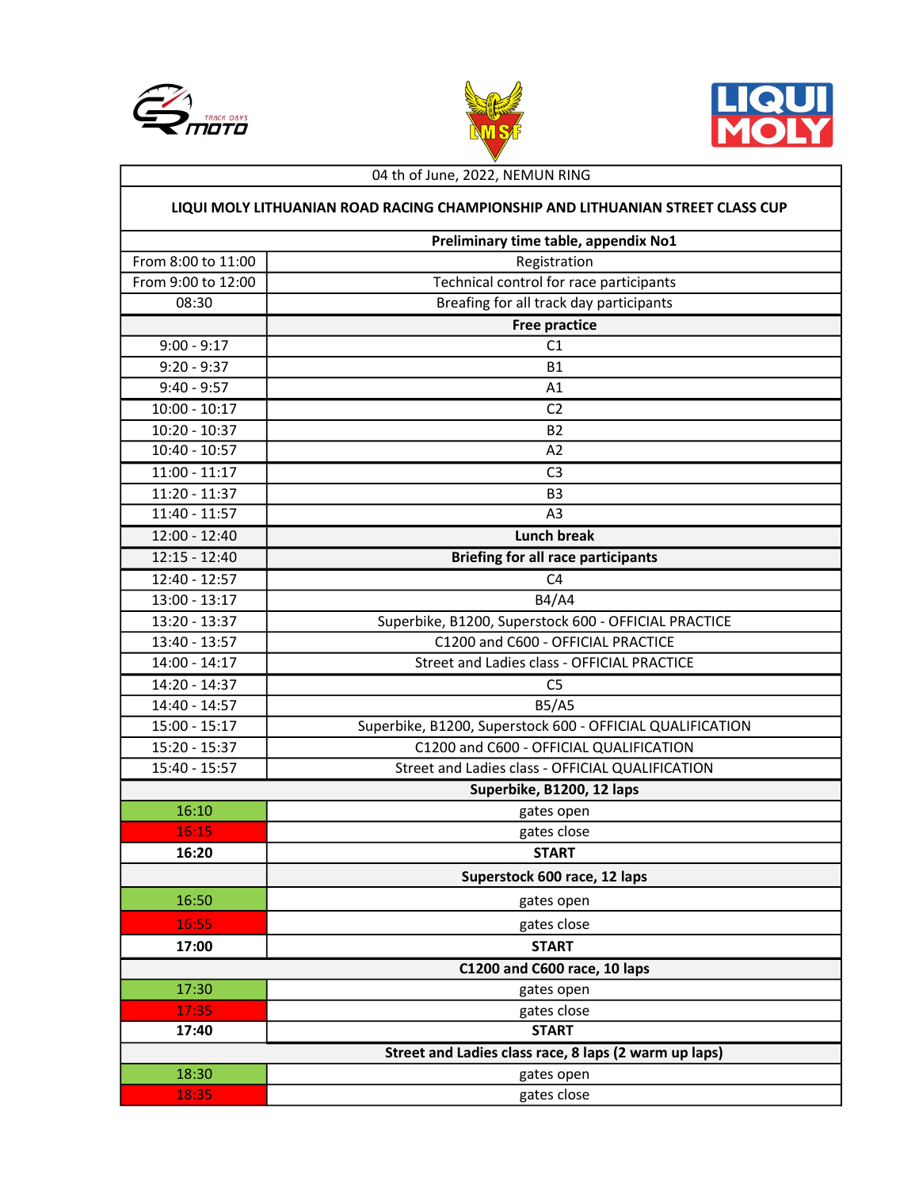| 04 th of June, 2022, NEMUN RING | |
|---|---|
| **LIQUI MOLY LITHUANIAN ROAD RACING CHAMPIONSHIP AND LITHUANIAN STREET CLASS CUP** | |
| | **Preliminary time table, appendix No1** |
| From 8:00 to 11:00 | Registration |
| From 9:00 to 12:00 | Technical control for race participants |
| 08:30 | Breafing for all track day participants |
| | **Free practice** |
| 9:00 - 9:17 | C1 |
| 9:20 - 9:37 | B1 |
| 9:40 - 9:57 | A1 |
| 10:00 - 10:17 | C2 |
| 10:20 - 10:37 | B2 |
| 10:40 - 10:57 | A2 |
| 11:00 - 11:17 | C3 |
| 11:20 - 11:37 | B3 |
| 11:40 - 11:57 | A3 |
| 12:00 - 12:40 | **Lunch break** |
| 12:15 - 12:40 | **Briefing for all race participants** |
| 12:40 - 12:57 | C4 |
| 13:00 - 13:17 | B4/A4 |
| 13:20 - 13:37 | Superbike, B1200, Superstock 600 - OFFICIAL PRACTICE |
| 13:40 - 13:57 | C1200 and C600 - OFFICIAL PRACTICE |
| 14:00 - 14:17 | Street and Ladies class - OFFICIAL PRACTICE |
| 14:20 - 14:37 | C5 |
| 14:40 - 14:57 | B5/A5 |
| 15:00 - 15:17 | Superbike, B1200, Superstock 600 - OFFICIAL QUALIFICATION |
| 15:20 - 15:37 | C1200 and C600 - OFFICIAL QUALIFICATION |
| 15:40 - 15:57 | Street and Ladies class - OFFICIAL QUALIFICATION |
| | **Superbike, B1200, 12 laps** |
| 16:10 | gates open |
| 16:15 | gates close |
| **16:20** | **START** |
| | **Superstock 600 race, 12 laps** |
| 16:50 | gates open |
| 16:55 | gates close |
| **17:00** | **START** |
| | **C1200 and C600 race, 10 laps** |
| 17:30 | gates open |
| 17:35 | gates close |
| **17:40** | **START** |
| | **Street and Ladies class race, 8 laps (2 warm up laps)** |
| 18:30 | gates open |
| 18:35 | gates close |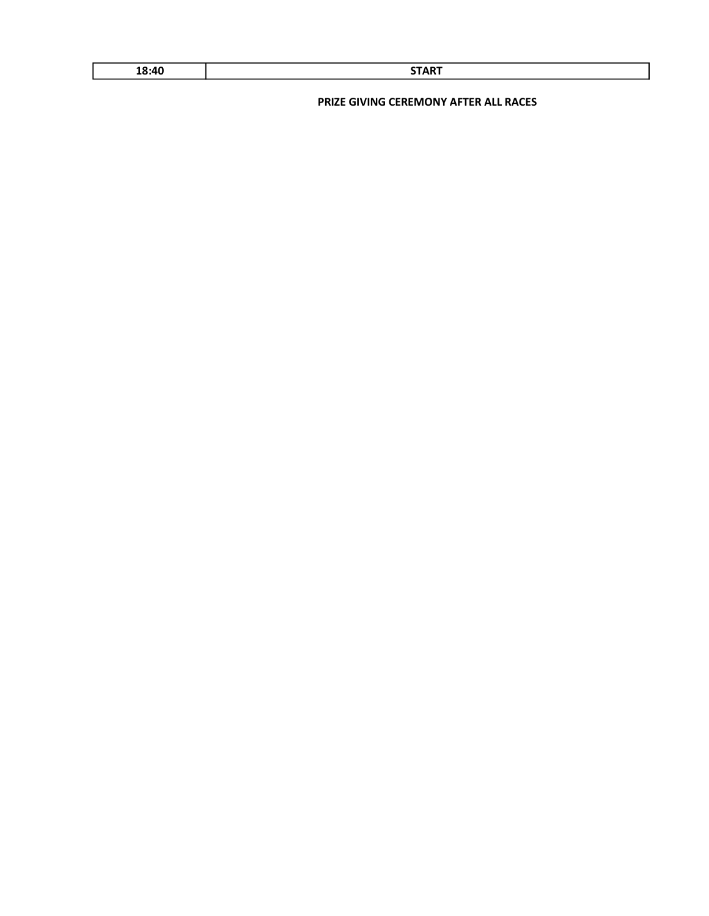| | |
|---|---|
| **18:40** | **START** |

**PRIZE GIVING CEREMONY AFTER ALL RACES**